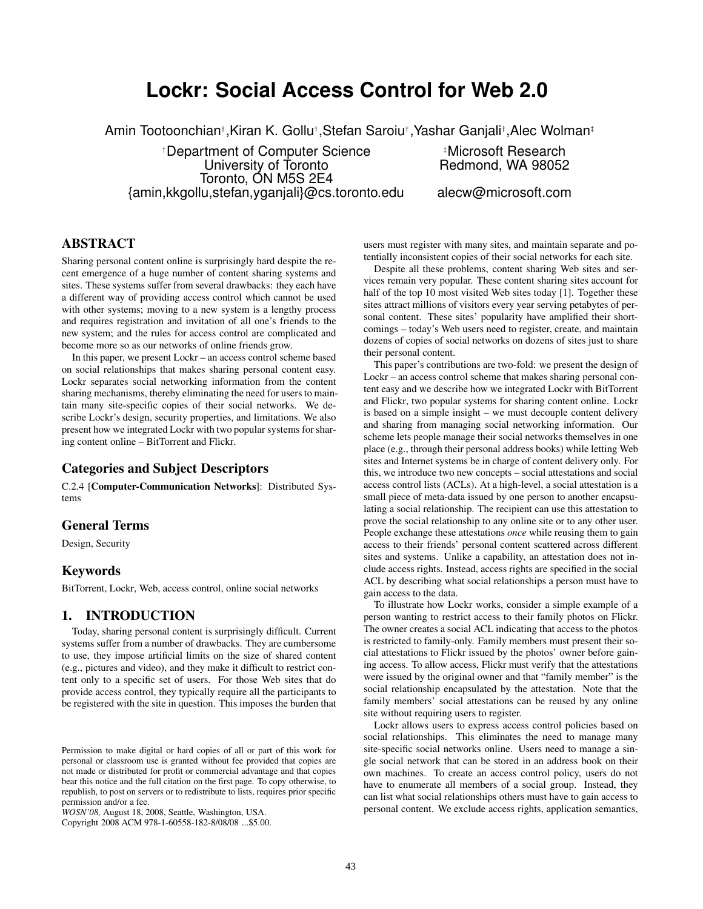# Lockr: Social Access Control for Web 2.0

Amin Tootoonchian[†], Kiran K. Gollu[†], Stefan Saroiu[†], Yashar Ganjali[†], Alec Wolman[‡]

[†]Department of Computer Science
University of Toronto
Toronto, ON M5S 2E4
{amin,kkgollu,stefan,yganjali}@cs.toronto.edu

[‡]Microsoft Research
Redmond, WA 98052
alecw@microsoft.com

## ABSTRACT

Sharing personal content online is surprisingly hard despite the recent emergence of a huge number of content sharing systems and sites. These systems suffer from several drawbacks: they each have a different way of providing access control which cannot be used with other systems; moving to a new system is a lengthy process and requires registration and invitation of all one's friends to the new system; and the rules for access control are complicated and become more so as our networks of online friends grow.

In this paper, we present Lockr – an access control scheme based on social relationships that makes sharing personal content easy. Lockr separates social networking information from the content sharing mechanisms, thereby eliminating the need for users to maintain many site-specific copies of their social networks. We describe Lockr's design, security properties, and limitations. We also present how we integrated Lockr with two popular systems for sharing content online – BitTorrent and Flickr.

### Categories and Subject Descriptors

C.2.4 [**Computer-Communication Networks**]: Distributed Systems

### General Terms

Design, Security

### Keywords

BitTorrent, Lockr, Web, access control, online social networks

## 1. INTRODUCTION

Today, sharing personal content is surprisingly difficult. Current systems suffer from a number of drawbacks. They are cumbersome to use, they impose artificial limits on the size of shared content (e.g., pictures and video), and they make it difficult to restrict content only to a specific set of users. For those Web sites that do provide access control, they typically require all the participants to be registered with the site in question. This imposes the burden that users must register with many sites, and maintain separate and potentially inconsistent copies of their social networks for each site.

Despite all these problems, content sharing Web sites and services remain very popular. These content sharing sites account for half of the top 10 most visited Web sites today [1]. Together these sites attract millions of visitors every year serving petabytes of personal content. These sites' popularity have amplified their shortcomings – today's Web users need to register, create, and maintain dozens of copies of social networks on dozens of sites just to share their personal content.

This paper's contributions are two-fold: we present the design of Lockr – an access control scheme that makes sharing personal content easy and we describe how we integrated Lockr with BitTorrent and Flickr, two popular systems for sharing content online. Lockr is based on a simple insight – we must decouple content delivery and sharing from managing social networking information. Our scheme lets people manage their social networks themselves in one place (e.g., through their personal address books) while letting Web sites and Internet systems be in charge of content delivery only. For this, we introduce two new concepts – social attestations and social access control lists (ACLs). At a high-level, a social attestation is a small piece of meta-data issued by one person to another encapsulating a social relationship. The recipient can use this attestation to prove the social relationship to any online site or to any other user. People exchange these attestations *once* while reusing them to gain access to their friends' personal content scattered across different sites and systems. Unlike a capability, an attestation does not include access rights. Instead, access rights are specified in the social ACL by describing what social relationships a person must have to gain access to the data.

To illustrate how Lockr works, consider a simple example of a person wanting to restrict access to their family photos on Flickr. The owner creates a social ACL indicating that access to the photos is restricted to family-only. Family members must present their social attestations to Flickr issued by the photos' owner before gaining access. To allow access, Flickr must verify that the attestations were issued by the original owner and that "family member" is the social relationship encapsulated by the attestation. Note that the family members' social attestations can be reused by any online site without requiring users to register.

Lockr allows users to express access control policies based on social relationships. This eliminates the need to manage many site-specific social networks online. Users need to manage a single social network that can be stored in an address book on their own machines. To create an access control policy, users do not have to enumerate all members of a social group. Instead, they can list what social relationships others must have to gain access to personal content. We exclude access rights, application semantics,

Permission to make digital or hard copies of all or part of this work for personal or classroom use is granted without fee provided that copies are not made or distributed for profit or commercial advantage and that copies bear this notice and the full citation on the first page. To copy otherwise, to republish, to post on servers or to redistribute to lists, requires prior specific permission and/or a fee.
*WOSN'08,* August 18, 2008, Seattle, Washington, USA.
Copyright 2008 ACM 978-1-60558-182-8/08/08 ...$5.00.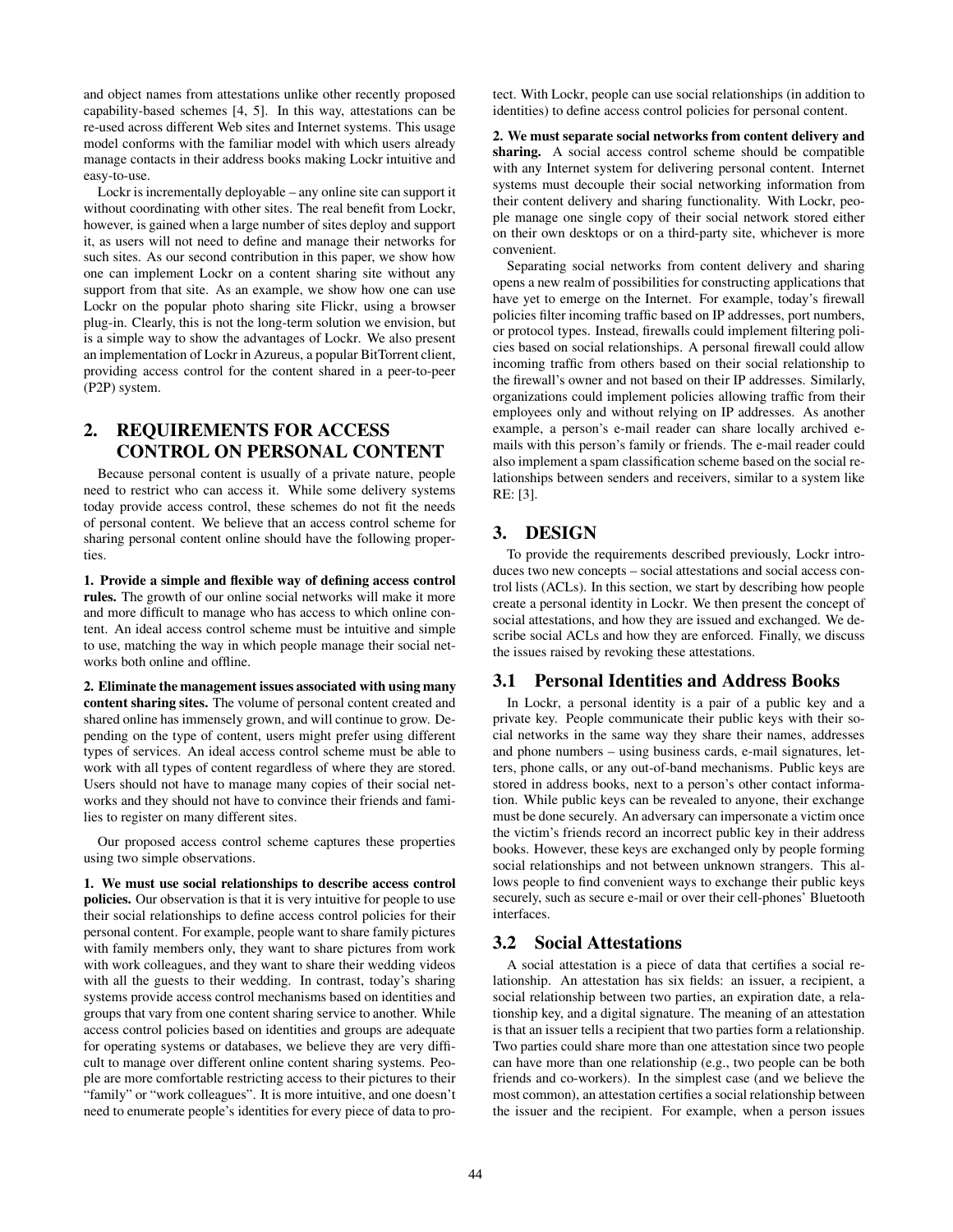and object names from attestations unlike other recently proposed capability-based schemes [4, 5]. In this way, attestations can be re-used across different Web sites and Internet systems. This usage model conforms with the familiar model with which users already manage contacts in their address books making Lockr intuitive and easy-to-use.

Lockr is incrementally deployable – any online site can support it without coordinating with other sites. The real benefit from Lockr, however, is gained when a large number of sites deploy and support it, as users will not need to define and manage their networks for such sites. As our second contribution in this paper, we show how one can implement Lockr on a content sharing site without any support from that site. As an example, we show how one can use Lockr on the popular photo sharing site Flickr, using a browser plug-in. Clearly, this is not the long-term solution we envision, but is a simple way to show the advantages of Lockr. We also present an implementation of Lockr in Azureus, a popular BitTorrent client, providing access control for the content shared in a peer-to-peer (P2P) system.

## 2. REQUIREMENTS FOR ACCESS CONTROL ON PERSONAL CONTENT

Because personal content is usually of a private nature, people need to restrict who can access it. While some delivery systems today provide access control, these schemes do not fit the needs of personal content. We believe that an access control scheme for sharing personal content online should have the following properties.

**1. Provide a simple and flexible way of defining access control rules.** The growth of our online social networks will make it more and more difficult to manage who has access to which online content. An ideal access control scheme must be intuitive and simple to use, matching the way in which people manage their social networks both online and offline.

**2. Eliminate the management issues associated with using many content sharing sites.** The volume of personal content created and shared online has immensely grown, and will continue to grow. Depending on the type of content, users might prefer using different types of services. An ideal access control scheme must be able to work with all types of content regardless of where they are stored. Users should not have to manage many copies of their social networks and they should not have to convince their friends and families to register on many different sites.

Our proposed access control scheme captures these properties using two simple observations.

**1. We must use social relationships to describe access control policies.** Our observation is that it is very intuitive for people to use their social relationships to define access control policies for their personal content. For example, people want to share family pictures with family members only, they want to share pictures from work with work colleagues, and they want to share their wedding videos with all the guests to their wedding. In contrast, today's sharing systems provide access control mechanisms based on identities and groups that vary from one content sharing service to another. While access control policies based on identities and groups are adequate for operating systems or databases, we believe they are very difficult to manage over different online content sharing systems. People are more comfortable restricting access to their pictures to their "family" or "work colleagues". It is more intuitive, and one doesn't need to enumerate people's identities for every piece of data to protect. With Lockr, people can use social relationships (in addition to identities) to define access control policies for personal content.

**2. We must separate social networks from content delivery and sharing.** A social access control scheme should be compatible with any Internet system for delivering personal content. Internet systems must decouple their social networking information from their content delivery and sharing functionality. With Lockr, people manage one single copy of their social network stored either on their own desktops or on a third-party site, whichever is more convenient.

Separating social networks from content delivery and sharing opens a new realm of possibilities for constructing applications that have yet to emerge on the Internet. For example, today's firewall policies filter incoming traffic based on IP addresses, port numbers, or protocol types. Instead, firewalls could implement filtering policies based on social relationships. A personal firewall could allow incoming traffic from others based on their social relationship to the firewall's owner and not based on their IP addresses. Similarly, organizations could implement policies allowing traffic from their employees only and without relying on IP addresses. As another example, a person's e-mail reader can share locally archived e-mails with this person's family or friends. The e-mail reader could also implement a spam classification scheme based on the social relationships between senders and receivers, similar to a system like RE: [3].

## 3. DESIGN

To provide the requirements described previously, Lockr introduces two new concepts – social attestations and social access control lists (ACLs). In this section, we start by describing how people create a personal identity in Lockr. We then present the concept of social attestations, and how they are issued and exchanged. We describe social ACLs and how they are enforced. Finally, we discuss the issues raised by revoking these attestations.

### 3.1 Personal Identities and Address Books

In Lockr, a personal identity is a pair of a public key and a private key. People communicate their public keys with their social networks in the same way they share their names, addresses and phone numbers – using business cards, e-mail signatures, letters, phone calls, or any out-of-band mechanisms. Public keys are stored in address books, next to a person's other contact information. While public keys can be revealed to anyone, their exchange must be done securely. An adversary can impersonate a victim once the victim's friends record an incorrect public key in their address books. However, these keys are exchanged only by people forming social relationships and not between unknown strangers. This allows people to find convenient ways to exchange their public keys securely, such as secure e-mail or over their cell-phones' Bluetooth interfaces.

### 3.2 Social Attestations

A social attestation is a piece of data that certifies a social relationship. An attestation has six fields: an issuer, a recipient, a social relationship between two parties, an expiration date, a relationship key, and a digital signature. The meaning of an attestation is that an issuer tells a recipient that two parties form a relationship. Two parties could share more than one attestation since two people can have more than one relationship (e.g., two people can be both friends and co-workers). In the simplest case (and we believe the most common), an attestation certifies a social relationship between the issuer and the recipient. For example, when a person issues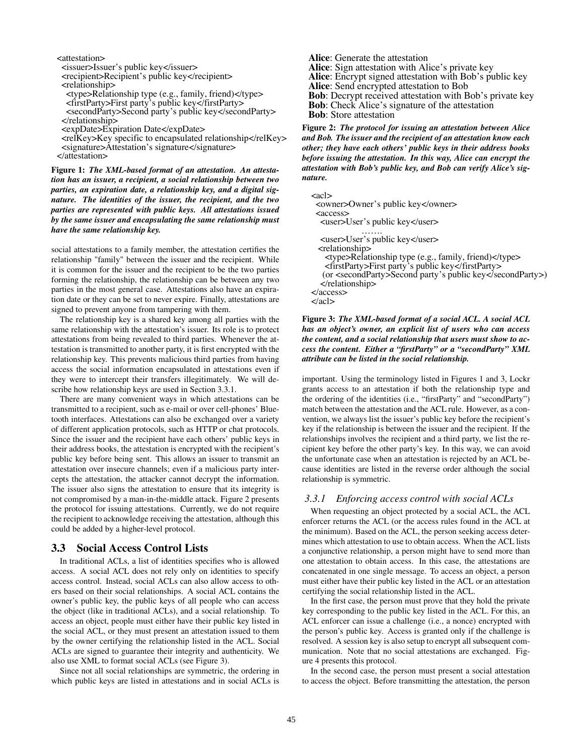```
<attestation>
  <issuer>Issuer's public key</issuer>
  <recipient>Recipient's public key</recipient>
  <relationship>
    <type>Relationship type (e.g., family, friend)</type>
    <firstParty>First party's public key</firstParty>
    <secondParty>Second party's public key</secondParty>
  </relationship>
  <expDate>Expiration Date</expDate>
  <relKey>Key specific to encapsulated relationship</relKey>
  <signature>Attestation's signature</signature>
</attestation>
```

**Figure 1:** ***The XML-based format of an attestation. An attestation has an issuer, a recipient, a social relationship between two parties, an expiration date, a relationship key, and a digital signature. The identities of the issuer, the recipient, and the two parties are represented with public keys. All attestations issued by the same issuer and encapsulating the same relationship must have the same relationship key.***

social attestations to a family member, the attestation certifies the relationship "family" between the issuer and the recipient. While it is common for the issuer and the recipient to be the two parties forming the relationship, the relationship can be between any two parties in the most general case. Attestations also have an expiration date or they can be set to never expire. Finally, attestations are signed to prevent anyone from tampering with them.

The relationship key is a shared key among all parties with the same relationship with the attestation's issuer. Its role is to protect attestations from being revealed to third parties. Whenever the attestation is transmitted to another party, it is first encrypted with the relationship key. This prevents malicious third parties from having access the social information encapsulated in attestations even if they were to intercept their transfers illegitimately. We will describe how relationship keys are used in Section 3.3.1.

There are many convenient ways in which attestations can be transmitted to a recipient, such as e-mail or over cell-phones' Bluetooth interfaces. Attestations can also be exchanged over a variety of different application protocols, such as HTTP or chat protocols. Since the issuer and the recipient have each others' public keys in their address books, the attestation is encrypted with the recipient's public key before being sent. This allows an issuer to transmit an attestation over insecure channels; even if a malicious party intercepts the attestation, the attacker cannot decrypt the information. The issuer also signs the attestation to ensure that its integrity is not compromised by a man-in-the-middle attack. Figure 2 presents the protocol for issuing attestations. Currently, we do not require the recipient to acknowledge receiving the attestation, although this could be added by a higher-level protocol.

## 3.3 Social Access Control Lists

In traditional ACLs, a list of identities specifies who is allowed access. A social ACL does not rely only on identities to specify access control. Instead, social ACLs can also allow access to others based on their social relationships. A social ACL contains the owner's public key, the public keys of all people who can access the object (like in traditional ACLs), and a social relationship. To access an object, people must either have their public key listed in the social ACL, or they must present an attestation issued to them by the owner certifying the relationship listed in the ACL. Social ACLs are signed to guarantee their integrity and authenticity. We also use XML to format social ACLs (see Figure 3).

Since not all social relationships are symmetric, the ordering in which public keys are listed in attestations and in social ACLs is important. Using the terminology listed in Figures 1 and 3, Lockr grants access to an attestation if both the relationship type and the ordering of the identities (i.e., "firstParty" and "secondParty") match between the attestation and the ACL rule. However, as a convention, we always list the issuer's public key before the recipient's key if the relationship is between the issuer and the recipient. If the relationships involves the recipient and a third party, we list the recipient key before the other party's key. In this way, we can avoid the unfortunate case when an attestation is rejected by an ACL because identities are listed in the reverse order although the social relationship is symmetric.

**Alice**: Generate the attestation
**Alice**: Sign attestation with Alice's private key
**Alice**: Encrypt signed attestation with Bob's public key
**Alice**: Send encrypted attestation to Bob
**Bob**: Decrypt received attestation with Bob's private key
**Bob**: Check Alice's signature of the attestation
**Bob**: Store attestation

**Figure 2:** ***The protocol for issuing an attestation between Alice and Bob. The issuer and the recipient of an attestation know each other; they have each others' public keys in their address books before issuing the attestation. In this way, Alice can encrypt the attestation with Bob's public key, and Bob can verify Alice's signature.***

```
<acl>
  <owner>Owner's public key</owner>
  <access>
    <user>User's public key</user>
            .......
    <user>User's public key</user>
    <relationship>
      <type>Relationship type (e.g., family, friend)</type>
      <firstParty>First party's public key</firstParty>
     (or <secondParty>Second party's public key</secondParty>)
    </relationship>
  </access>
</acl>
```

**Figure 3:** ***The XML-based format of a social ACL. A social ACL has an object's owner, an explicit list of users who can access the content, and a social relationship that users must show to access the content. Either a "firstParty" or a "secondParty" XML attribute can be listed in the social relationship.***

### 3.3.1 Enforcing access control with social ACLs

When requesting an object protected by a social ACL, the ACL enforcer returns the ACL (or the access rules found in the ACL at the minimum). Based on the ACL, the person seeking access determines which attestation to use to obtain access. When the ACL lists a conjunctive relationship, a person might have to send more than one attestation to obtain access. In this case, the attestations are concatenated in one single message. To access an object, a person must either have their public key listed in the ACL or an attestation certifying the social relationship listed in the ACL.

In the first case, the person must prove that they hold the private key corresponding to the public key listed in the ACL. For this, an ACL enforcer can issue a challenge (i.e., a nonce) encrypted with the person's public key. Access is granted only if the challenge is resolved. A session key is also setup to encrypt all subsequent communication. Note that no social attestations are exchanged. Figure 4 presents this protocol.

In the second case, the person must present a social attestation to access the object. Before transmitting the attestation, the person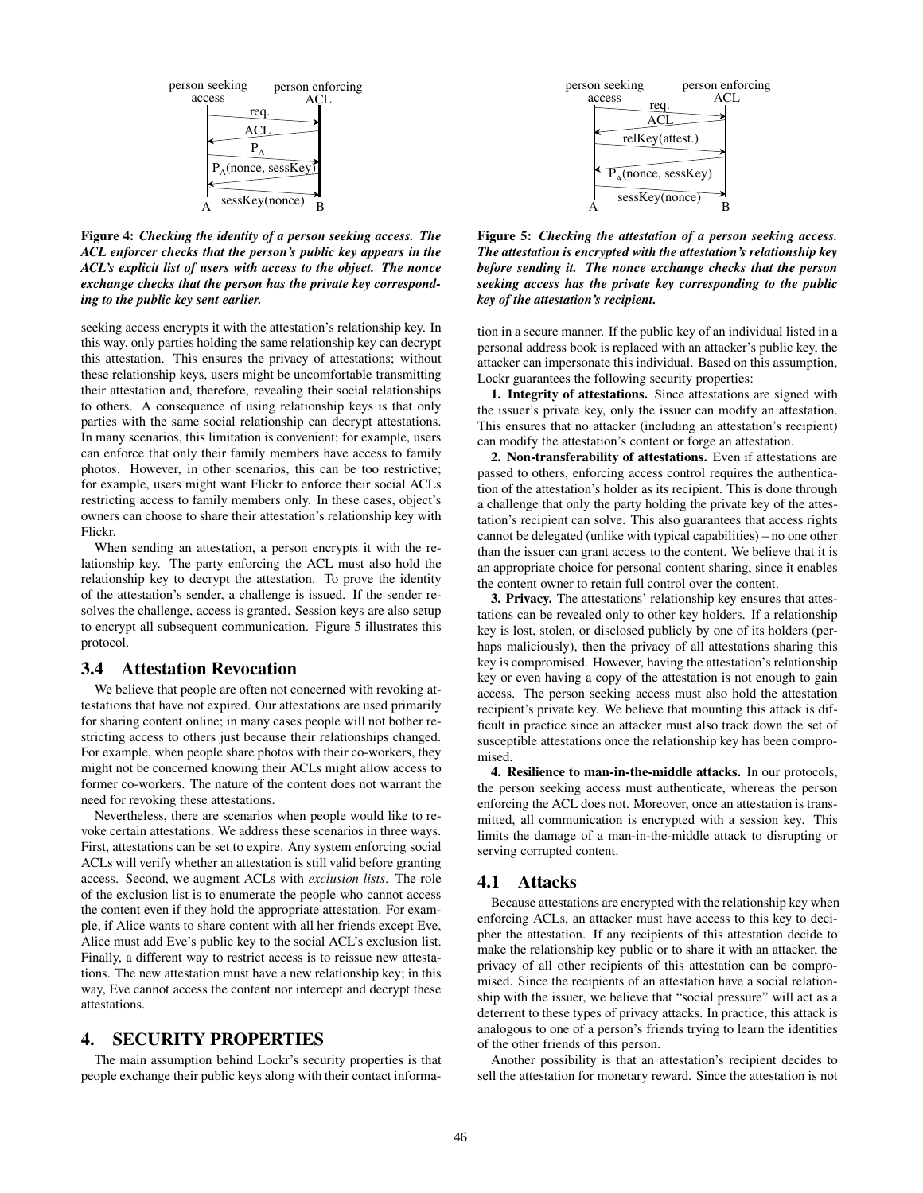person seeking access

person enforcing ACL

req.

ACL

$P_A$

$P_A$(nonce, sessKey)

sessKey(nonce)

A

B

**Figure 4:** ***Checking the identity of a person seeking access. The ACL enforcer checks that the person's public key appears in the ACL's explicit list of users with access to the object. The nonce exchange checks that the person has the private key corresponding to the public key sent earlier.***

person seeking access

person enforcing ACL

req.

ACL

relKey(attest.)

$P_A$(nonce, sessKey)

sessKey(nonce)

A

B

**Figure 5:** ***Checking the attestation of a person seeking access. The attestation is encrypted with the attestation's relationship key before sending it. The nonce exchange checks that the person seeking access has the private key corresponding to the public key of the attestation's recipient.***

seeking access encrypts it with the attestation's relationship key. In this way, only parties holding the same relationship key can decrypt this attestation. This ensures the privacy of attestations; without these relationship keys, users might be uncomfortable transmitting their attestation and, therefore, revealing their social relationships to others. A consequence of using relationship keys is that only parties with the same social relationship can decrypt attestations. In many scenarios, this limitation is convenient; for example, users can enforce that only their family members have access to family photos. However, in other scenarios, this can be too restrictive; for example, users might want Flickr to enforce their social ACLs restricting access to family members only. In these cases, object's owners can choose to share their attestation's relationship key with Flickr.

When sending an attestation, a person encrypts it with the relationship key. The party enforcing the ACL must also hold the relationship key to decrypt the attestation. To prove the identity of the attestation's sender, a challenge is issued. If the sender resolves the challenge, access is granted. Session keys are also setup to encrypt all subsequent communication. Figure 5 illustrates this protocol.

### 3.4 Attestation Revocation

We believe that people are often not concerned with revoking attestations that have not expired. Our attestations are used primarily for sharing content online; in many cases people will not bother restricting access to others just because their relationships changed. For example, when people share photos with their co-workers, they might not be concerned knowing their ACLs might allow access to former co-workers. The nature of the content does not warrant the need for revoking these attestations.

Nevertheless, there are scenarios when people would like to revoke certain attestations. We address these scenarios in three ways. First, attestations can be set to expire. Any system enforcing social ACLs will verify whether an attestation is still valid before granting access. Second, we augment ACLs with *exclusion lists*. The role of the exclusion list is to enumerate the people who cannot access the content even if they hold the appropriate attestation. For example, if Alice wants to share content with all her friends except Eve, Alice must add Eve's public key to the social ACL's exclusion list. Finally, a different way to restrict access is to reissue new attestations. The new attestation must have a new relationship key; in this way, Eve cannot access the content nor intercept and decrypt these attestations.

## 4. SECURITY PROPERTIES

The main assumption behind Lockr's security properties is that people exchange their public keys along with their contact information in a secure manner. If the public key of an individual listed in a personal address book is replaced with an attacker's public key, the attacker can impersonate this individual. Based on this assumption, Lockr guarantees the following security properties:

**1. Integrity of attestations.** Since attestations are signed with the issuer's private key, only the issuer can modify an attestation. This ensures that no attacker (including an attestation's recipient) can modify the attestation's content or forge an attestation.

**2. Non-transferability of attestations.** Even if attestations are passed to others, enforcing access control requires the authentication of the attestation's holder as its recipient. This is done through a challenge that only the party holding the private key of the attestation's recipient can solve. This also guarantees that access rights cannot be delegated (unlike with typical capabilities) – no one other than the issuer can grant access to the content. We believe that it is an appropriate choice for personal content sharing, since it enables the content owner to retain full control over the content.

**3. Privacy.** The attestations' relationship key ensures that attestations can be revealed only to other key holders. If a relationship key is lost, stolen, or disclosed publicly by one of its holders (perhaps maliciously), then the privacy of all attestations sharing this key is compromised. However, having the attestation's relationship key or even having a copy of the attestation is not enough to gain access. The person seeking access must also hold the attestation recipient's private key. We believe that mounting this attack is difficult in practice since an attacker must also track down the set of susceptible attestations once the relationship key has been compromised.

**4. Resilience to man-in-the-middle attacks.** In our protocols, the person seeking access must authenticate, whereas the person enforcing the ACL does not. Moreover, once an attestation is transmitted, all communication is encrypted with a session key. This limits the damage of a man-in-the-middle attack to disrupting or serving corrupted content.

### 4.1 Attacks

Because attestations are encrypted with the relationship key when enforcing ACLs, an attacker must have access to this key to decipher the attestation. If any recipients of this attestation decide to make the relationship key public or to share it with an attacker, the privacy of all other recipients of this attestation can be compromised. Since the recipients of an attestation have a social relationship with the issuer, we believe that "social pressure" will act as a deterrent to these types of privacy attacks. In practice, this attack is analogous to one of a person's friends trying to learn the identities of the other friends of this person.

Another possibility is that an attestation's recipient decides to sell the attestation for monetary reward. Since the attestation is not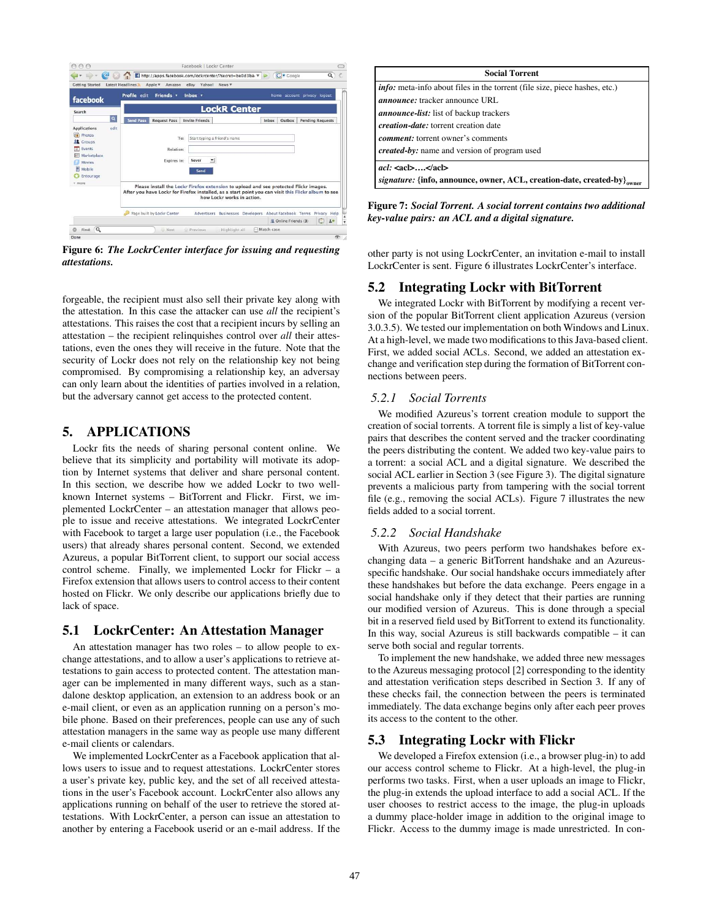Figure 6: *The LockrCenter interface for issuing and requesting attestations.*

forgeable, the recipient must also sell their private key along with the attestation. In this case the attacker can use *all* the recipient's attestations. This raises the cost that a recipient incurs by selling an attestation – the recipient relinquishes control over *all* their attestations, even the ones they will receive in the future. Note that the security of Lockr does not rely on the relationship key not being compromised. By compromising a relationship key, an adversay can only learn about the identities of parties involved in a relation, but the adversary cannot get access to the protected content.

# 5. APPLICATIONS

Lockr fits the needs of sharing personal content online. We believe that its simplicity and portability will motivate its adoption by Internet systems that deliver and share personal content. In this section, we describe how we added Lockr to two well-known Internet systems – BitTorrent and Flickr. First, we implemented LockrCenter – an attestation manager that allows people to issue and receive attestations. We integrated LockrCenter with Facebook to target a large user population (i.e., the Facebook users) that already shares personal content. Second, we extended Azureus, a popular BitTorrent client, to support our social access control scheme. Finally, we implemented Lockr for Flickr – a Firefox extension that allows users to control access to their content hosted on Flickr. We only describe our applications briefly due to lack of space.

## 5.1 LockrCenter: An Attestation Manager

An attestation manager has two roles – to allow people to exchange attestations, and to allow a user's applications to retrieve attestations to gain access to protected content. The attestation manager can be implemented in many different ways, such as a standalone desktop application, an extension to an address book or an e-mail client, or even as an application running on a person's mobile phone. Based on their preferences, people can use any of such attestation managers in the same way as people use many different e-mail clients or calendars.

We implemented LockrCenter as a Facebook application that allows users to issue and to request attestations. LockrCenter stores a user's private key, public key, and the set of all received attestations in the user's Facebook account. LockrCenter also allows any applications running on behalf of the user to retrieve the stored attestations. With LockrCenter, a person can issue an attestation to another by entering a Facebook userid or an e-mail address. If the other party is not using LockrCenter, an invitation e-mail to install LockrCenter is sent. Figure 6 illustrates LockrCenter's interface.

| Social Torrent |
|---|
| ***info:*** meta-info about files in the torrent (file size, piece hashes, etc.) |
| ***announce:*** tracker announce URL |
| ***announce-list:*** list of backup trackers |
| ***creation-date:*** torrent creation date |
| ***comment:*** torrent owner's comments |
| ***created-by:*** name and version of program used |
| ***acl:*** <acl>….</acl> |
| ***signature:*** $\{$info, announce, owner, ACL, creation-date, created-by$\}_{owner}$ |

Figure 7: *Social Torrent. A social torrent contains two additional key-value pairs: an ACL and a digital signature.*

## 5.2 Integrating Lockr with BitTorrent

We integrated Lockr with BitTorrent by modifying a recent version of the popular BitTorrent client application Azureus (version 3.0.3.5). We tested our implementation on both Windows and Linux. At a high-level, we made two modifications to this Java-based client. First, we added social ACLs. Second, we added an attestation exchange and verification step during the formation of BitTorrent connections between peers.

### 5.2.1 Social Torrents

We modified Azureus's torrent creation module to support the creation of social torrents. A torrent file is simply a list of key-value pairs that describes the content served and the tracker coordinating the peers distributing the content. We added two key-value pairs to a torrent: a social ACL and a digital signature. We described the social ACL earlier in Section 3 (see Figure 3). The digital signature prevents a malicious party from tampering with the social torrent file (e.g., removing the social ACLs). Figure 7 illustrates the new fields added to a social torrent.

### 5.2.2 Social Handshake

With Azureus, two peers perform two handshakes before exchanging data – a generic BitTorrent handshake and an Azureus-specific handshake. Our social handshake occurs immediately after these handshakes but before the data exchange. Peers engage in a social handshake only if they detect that their parties are running our modified version of Azureus. This is done through a special bit in a reserved field used by BitTorrent to extend its functionality. In this way, social Azureus is still backwards compatible – it can serve both social and regular torrents.

To implement the new handshake, we added three new messages to the Azureus messaging protocol [2] corresponding to the identity and attestation verification steps described in Section 3. If any of these checks fail, the connection between the peers is terminated immediately. The data exchange begins only after each peer proves its access to the content to the other.

## 5.3 Integrating Lockr with Flickr

We developed a Firefox extension (i.e., a browser plug-in) to add our access control scheme to Flickr. At a high-level, the plug-in performs two tasks. First, when a user uploads an image to Flickr, the plug-in extends the upload interface to add a social ACL. If the user chooses to restrict access to the image, the plug-in uploads a dummy place-holder image in addition to the original image to Flickr. Access to the dummy image is made unrestricted. In con-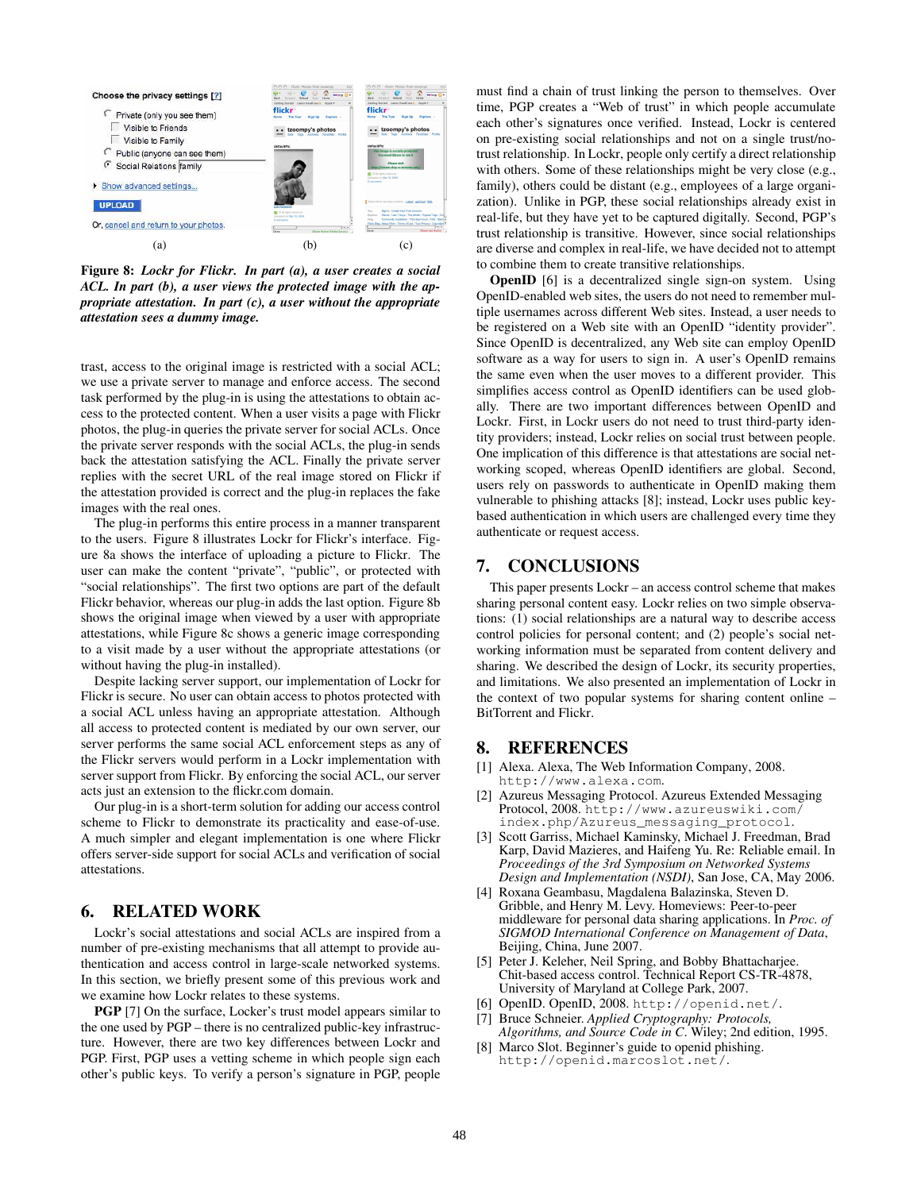Figure 8: *Lockr for Flickr. In part (a), a user creates a social ACL. In part (b), a user views the protected image with the appropriate attestation. In part (c), a user without the appropriate attestation sees a dummy image.*

trast, access to the original image is restricted with a social ACL; we use a private server to manage and enforce access. The second task performed by the plug-in is using the attestations to obtain access to the protected content. When a user visits a page with Flickr photos, the plug-in queries the private server for social ACLs. Once the private server responds with the social ACLs, the plug-in sends back the attestation satisfying the ACL. Finally the private server replies with the secret URL of the real image stored on Flickr if the attestation provided is correct and the plug-in replaces the fake images with the real ones.

The plug-in performs this entire process in a manner transparent to the users. Figure 8 illustrates Lockr for Flickr's interface. Figure 8a shows the interface of uploading a picture to Flickr. The user can make the content "private", "public", or protected with "social relationships". The first two options are part of the default Flickr behavior, whereas our plug-in adds the last option. Figure 8b shows the original image when viewed by a user with appropriate attestations, while Figure 8c shows a generic image corresponding to a visit made by a user without the appropriate attestations (or without having the plug-in installed).

Despite lacking server support, our implementation of Lockr for Flickr is secure. No user can obtain access to photos protected with a social ACL unless having an appropriate attestation. Although all access to protected content is mediated by our own server, our server performs the same social ACL enforcement steps as any of the Flickr servers would perform in a Lockr implementation with server support from Flickr. By enforcing the social ACL, our server acts just an extension to the flickr.com domain.

Our plug-in is a short-term solution for adding our access control scheme to Flickr to demonstrate its practicality and ease-of-use. A much simpler and elegant implementation is one where Flickr offers server-side support for social ACLs and verification of social attestations.

## 6. RELATED WORK

Lockr's social attestations and social ACLs are inspired from a number of pre-existing mechanisms that all attempt to provide authentication and access control in large-scale networked systems. In this section, we briefly present some of this previous work and we examine how Lockr relates to these systems.

**PGP** [7] On the surface, Locker's trust model appears similar to the one used by PGP – there is no centralized public-key infrastructure. However, there are two key differences between Lockr and PGP. First, PGP uses a vetting scheme in which people sign each other's public keys. To verify a person's signature in PGP, people must find a chain of trust linking the person to themselves. Over time, PGP creates a "Web of trust" in which people accumulate each other's signatures once verified. Instead, Lockr is centered on pre-existing social relationships and not on a single trust/no-trust relationship. In Lockr, people only certify a direct relationship with others. Some of these relationships might be very close (e.g., family), others could be distant (e.g., employees of a large organization). Unlike in PGP, these social relationships already exist in real-life, but they have yet to be captured digitally. Second, PGP's trust relationship is transitive. However, since social relationships are diverse and complex in real-life, we have decided not to attempt to combine them to create transitive relationships.

**OpenID** [6] is a decentralized single sign-on system. Using OpenID-enabled web sites, the users do not need to remember multiple usernames across different Web sites. Instead, a user needs to be registered on a Web site with an OpenID "identity provider". Since OpenID is decentralized, any Web site can employ OpenID software as a way for users to sign in. A user's OpenID remains the same even when the user moves to a different provider. This simplifies access control as OpenID identifiers can be used globally. There are two important differences between OpenID and Lockr. First, in Lockr users do not need to trust third-party identity providers; instead, Lockr relies on social trust between people. One implication of this difference is that attestations are social networking scoped, whereas OpenID identifiers are global. Second, users rely on passwords to authenticate in OpenID making them vulnerable to phishing attacks [8]; instead, Lockr uses public key-based authentication in which users are challenged every time they authenticate or request access.

## 7. CONCLUSIONS

This paper presents Lockr – an access control scheme that makes sharing personal content easy. Lockr relies on two simple observations: (1) social relationships are a natural way to describe access control policies for personal content; and (2) people's social networking information must be separated from content delivery and sharing. We described the design of Lockr, its security properties, and limitations. We also presented an implementation of Lockr in the context of two popular systems for sharing content online – BitTorrent and Flickr.

## 8. REFERENCES

[1] Alexa. Alexa, The Web Information Company, 2008. http://www.alexa.com.

[2] Azureus Messaging Protocol. Azureus Extended Messaging Protocol, 2008. http://www.azureuswiki.com/index.php/Azureus_messaging_protocol.

[3] Scott Garriss, Michael Kaminsky, Michael J. Freedman, Brad Karp, David Mazieres, and Haifeng Yu. Re: Reliable email. In *Proceedings of the 3rd Symposium on Networked Systems Design and Implementation (NSDI)*, San Jose, CA, May 2006.

[4] Roxana Geambasu, Magdalena Balazinska, Steven D. Gribble, and Henry M. Levy. Homeviews: Peer-to-peer middleware for personal data sharing applications. In *Proc. of SIGMOD International Conference on Management of Data*, Beijing, China, June 2007.

[5] Peter J. Keleher, Neil Spring, and Bobby Bhattacharjee. Chit-based access control. Technical Report CS-TR-4878, University of Maryland at College Park, 2007.

[6] OpenID. OpenID, 2008. http://openid.net/.

[7] Bruce Schneier. *Applied Cryptography: Protocols, Algorithms, and Source Code in C*. Wiley; 2nd edition, 1995.

[8] Marco Slot. Beginner's guide to openid phishing. http://openid.marcoslot.net/.